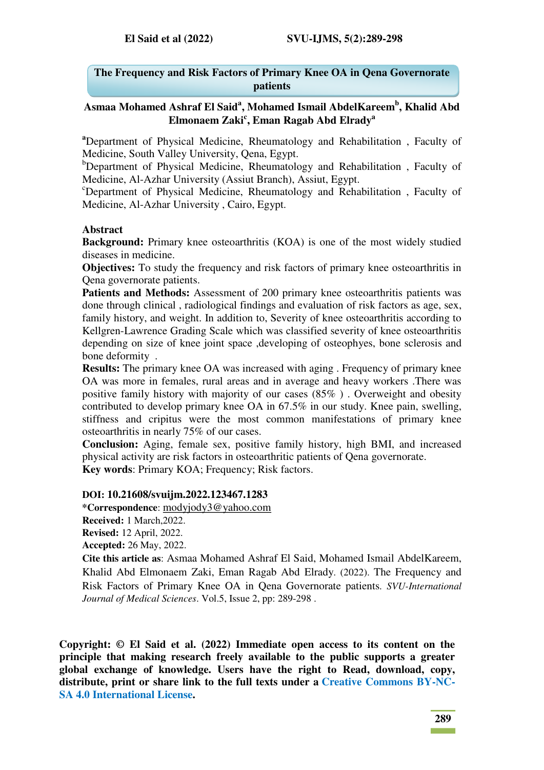# The Frequency and Risk Factors of Primary Knee OA in Qena Governorate patients

**Asmaa Mohamed Ashraf El Said[a], Mohamed Ismail AbdelKareem[b], Khalid Abd Elmonaem Zaki[c], Eman Ragab Abd Elrady[a]**

[a]Department of Physical Medicine, Rheumatology and Rehabilitation , Faculty of Medicine, South Valley University, Qena, Egypt.

[b]Department of Physical Medicine, Rheumatology and Rehabilitation , Faculty of Medicine, Al-Azhar University (Assiut Branch), Assiut, Egypt.

[c]Department of Physical Medicine, Rheumatology and Rehabilitation , Faculty of Medicine, Al-Azhar University , Cairo, Egypt.

## Abstract

**Background:** Primary knee osteoarthritis (KOA) is one of the most widely studied diseases in medicine.

**Objectives:** To study the frequency and risk factors of primary knee osteoarthritis in Qena governorate patients.

**Patients and Methods:** Assessment of 200 primary knee osteoarthritis patients was done through clinical , radiological findings and evaluation of risk factors as age, sex, family history, and weight. In addition to, Severity of knee osteoarthritis according to Kellgren-Lawrence Grading Scale which was classified severity of knee osteoarthritis depending on size of knee joint space ,developing of osteophyes, bone sclerosis and bone deformity .

**Results:** The primary knee OA was increased with aging . Frequency of primary knee OA was more in females, rural areas and in average and heavy workers .There was positive family history with majority of our cases (85% ) . Overweight and obesity contributed to develop primary knee OA in 67.5% in our study. Knee pain, swelling, stiffness and cripitus were the most common manifestations of primary knee osteoarthritis in nearly 75% of our cases.

**Conclusion:** Aging, female sex, positive family history, high BMI, and increased physical activity are risk factors in osteoarthritic patients of Qena governorate.

**Key words**: Primary KOA; Frequency; Risk factors.

**DOI: 10.21608/svuijm.2022.123467.1283**

**\*Correspondence**: modyjody3@yahoo.com

**Received:** 1 March,2022.

**Revised:** 12 April, 2022.

**Accepted:** 26 May, 2022.

**Cite this article as**: Asmaa Mohamed Ashraf El Said, Mohamed Ismail AbdelKareem, Khalid Abd Elmonaem Zaki, Eman Ragab Abd Elrady. (2022). The Frequency and Risk Factors of Primary Knee OA in Qena Governorate patients. *SVU-International Journal of Medical Sciences*. Vol.5, Issue 2, pp: 289-298 .

**Copyright: © El Said et al. (2022) Immediate open access to its content on the principle that making research freely available to the public supports a greater global exchange of knowledge. Users have the right to Read, download, copy, distribute, print or share link to the full texts under a Creative Commons BY-NC-SA 4.0 International License.**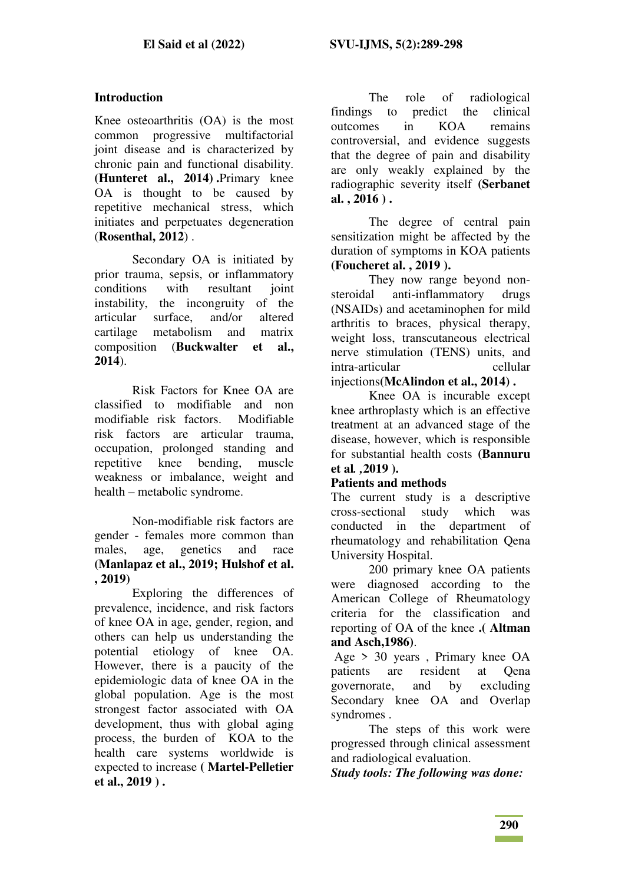## Introduction

Knee osteoarthritis (OA) is the most common progressive multifactorial joint disease and is characterized by chronic pain and functional disability. **(Hunteret al., 2014) .**Primary knee OA is thought to be caused by repetitive mechanical stress, which initiates and perpetuates degeneration (**Rosenthal, 2012**) .

Secondary OA is initiated by prior trauma, sepsis, or inflammatory conditions with resultant joint instability, the incongruity of the articular surface, and/or altered cartilage metabolism and matrix composition (**Buckwalter et al., 2014**).

Risk Factors for Knee OA are classified to modifiable and non modifiable risk factors. Modifiable risk factors are articular trauma, occupation, prolonged standing and repetitive knee bending, muscle weakness or imbalance, weight and health – metabolic syndrome.

Non-modifiable risk factors are gender - females more common than males, age, genetics and race **(Manlapaz et al., 2019; Hulshof et al. , 2019)**

Exploring the differences of prevalence, incidence, and risk factors of knee OA in age, gender, region, and others can help us understanding the potential etiology of knee OA. However, there is a paucity of the epidemiologic data of knee OA in the global population. Age is the most strongest factor associated with OA development, thus with global aging process, the burden of KOA to the health care systems worldwide is expected to increase **( Martel-Pelletier et al., 2019 ) .**

The role of radiological findings to predict the clinical outcomes in KOA remains controversial, and evidence suggests that the degree of pain and disability are only weakly explained by the radiographic severity itself **(Serbanet al. , 2016 ) .**

The degree of central pain sensitization might be affected by the duration of symptoms in KOA patients **(Foucheret al. , 2019 ).**

They now range beyond non-steroidal anti-inflammatory drugs (NSAIDs) and acetaminophen for mild arthritis to braces, physical therapy, weight loss, transcutaneous electrical nerve stimulation (TENS) units, and intra-articular cellular injections**(McAlindon et al., 2014) .**

Knee OA is incurable except knee arthroplasty which is an effective treatment at an advanced stage of the disease, however, which is responsible for substantial health costs **(Bannuru et al. ,2019 ).**

## Patients and methods

The current study is a descriptive cross-sectional study which was conducted in the department of rheumatology and rehabilitation Qena University Hospital.

200 primary knee OA patients were diagnosed according to the American College of Rheumatology criteria for the classification and reporting of OA of the knee **.( Altman and Asch,1986)**.

Age > 30 years , Primary knee OA patients are resident at Qena governorate, and by excluding Secondary knee OA and Overlap syndromes .

The steps of this work were progressed through clinical assessment and radiological evaluation.

***Study tools: The following was done:***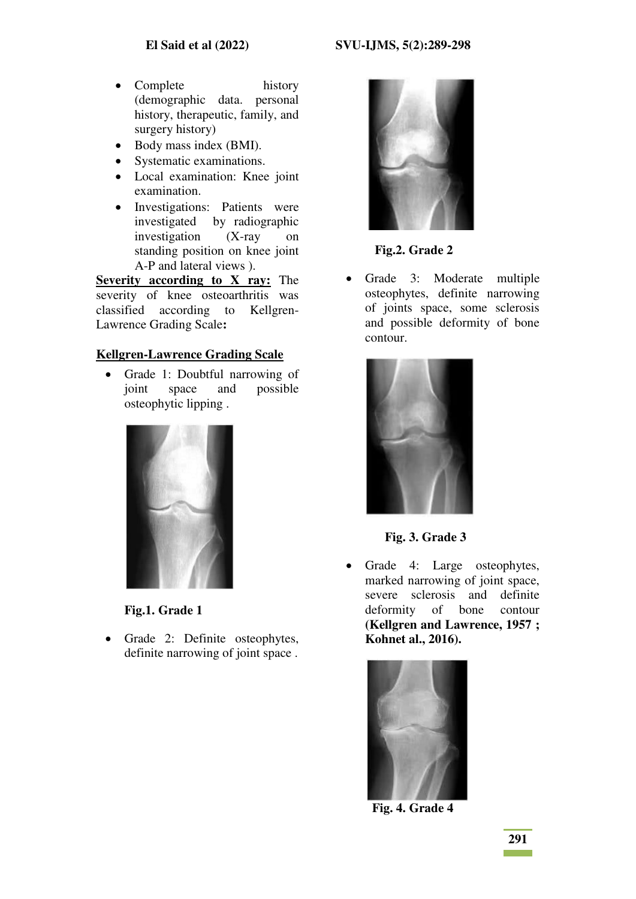- Complete history (demographic data. personal history, therapeutic, family, and surgery history)
- Body mass index (BMI).
- Systematic examinations.
- Local examination: Knee joint examination.
- Investigations: Patients were investigated by radiographic investigation (X-ray on standing position on knee joint A-P and lateral views ).

**Severity according to X ray:** The severity of knee osteoarthritis was classified according to Kellgren-Lawrence Grading Scale**:**

**Kellgren-Lawrence Grading Scale**

- Grade 1: Doubtful narrowing of joint space and possible osteophytic lipping .

**Fig.1. Grade 1**

- Grade 2: Definite osteophytes, definite narrowing of joint space .

**Fig.2. Grade 2**

- Grade 3: Moderate multiple osteophytes, definite narrowing of joints space, some sclerosis and possible deformity of bone contour.

**Fig. 3. Grade 3**

- Grade 4: Large osteophytes, marked narrowing of joint space, severe sclerosis and definite deformity of bone contour **(Kellgren and Lawrence, 1957 ; Kohnet al., 2016).**

**Fig. 4. Grade 4**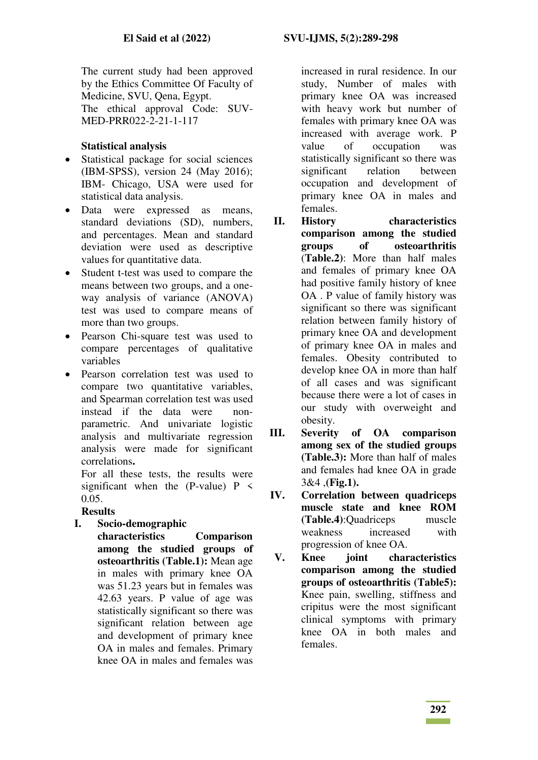The current study had been approved by the Ethics Committee Of Faculty of Medicine, SVU, Qena, Egypt.
The ethical approval Code: SUV-MED-PRR022-2-21-1-117

**Statistical analysis**

- Statistical package for social sciences (IBM-SPSS), version 24 (May 2016); IBM- Chicago, USA were used for statistical data analysis.
- Data were expressed as means, standard deviations (SD), numbers, and percentages. Mean and standard deviation were used as descriptive values for quantitative data.
- Student t-test was used to compare the means between two groups, and a one-way analysis of variance (ANOVA) test was used to compare means of more than two groups.
- Pearson Chi-square test was used to compare percentages of qualitative variables
- Pearson correlation test was used to compare two quantitative variables, and Spearman correlation test was used instead if the data were non-parametric. And univariate logistic analysis and multivariate regression analysis were made for significant correlations**.**

For all these tests, the results were significant when the (P-value) $P < 0.05$.

**Results**

I. **Socio-demographic characteristics Comparison among the studied groups of osteoarthritis (Table.1):** Mean age in males with primary knee OA was 51.23 years but in females was 42.63 years. P value of age was statistically significant so there was significant relation between age and development of primary knee OA in males and females. Primary knee OA in males and females was increased in rural residence. In our study, Number of males with primary knee OA was increased with heavy work but number of females with primary knee OA was increased with average work. P value of occupation was statistically significant so there was significant relation between occupation and development of primary knee OA in males and females.

II. **History characteristics comparison among the studied groups of osteoarthritis** (**Table.2**): More than half males and females of primary knee OA had positive family history of knee OA . P value of family history was significant so there was significant relation between family history of primary knee OA and development of primary knee OA in males and females. Obesity contributed to develop knee OA in more than half of all cases and was significant because there were a lot of cases in our study with overweight and obesity.

III. **Severity of OA comparison among sex of the studied groups (Table.3):** More than half of males and females had knee OA in grade 3&4 ,(**Fig.1).**

IV. **Correlation between quadriceps muscle state and knee ROM** (**Table.4**):Quadriceps muscle weakness increased with progression of knee OA.

V. **Knee joint characteristics comparison among the studied groups of osteoarthritis (Table5):** Knee pain, swelling, stiffness and cripitus were the most significant clinical symptoms with primary knee OA in both males and females.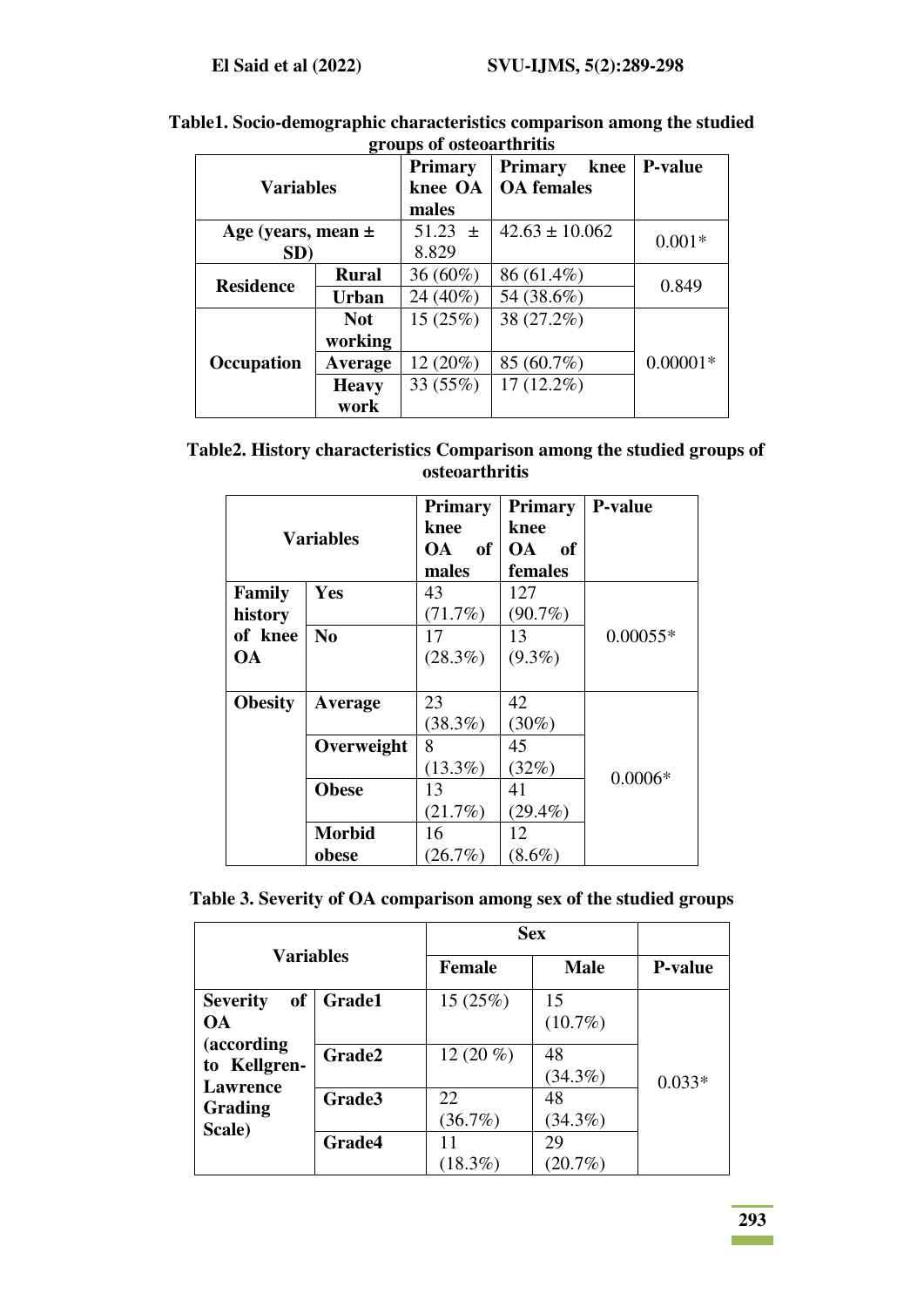**Table1. Socio-demographic characteristics comparison among the studied groups of osteoarthritis**

| Variables | | Primary knee OA males | Primary knee OA females | P-value |
|---|---|---|---|---|
| Age (years, mean ± SD) | | 51.23 ± 8.829 | 42.63 ± 10.062 | 0.001* |
| Residence | Rural | 36 (60%) | 86 (61.4%) | 0.849 |
| | Urban | 24 (40%) | 54 (38.6%) | |
| Occupation | Not working | 15 (25%) | 38 (27.2%) | 0.00001* |
| | Average | 12 (20%) | 85 (60.7%) | |
| | Heavy work | 33 (55%) | 17 (12.2%) | |

**Table2. History characteristics Comparison among the studied groups of osteoarthritis**

| Variables | | Primary knee OA of males | Primary knee OA of females | P-value |
|---|---|---|---|---|
| Family history of knee OA | Yes | 43 (71.7%) | 127 (90.7%) | 0.00055* |
| | No | 17 (28.3%) | 13 (9.3%) | |
| Obesity | Average | 23 (38.3%) | 42 (30%) | 0.0006* |
| | Overweight | 8 (13.3%) | 45 (32%) | |
| | Obese | 13 (21.7%) | 41 (29.4%) | |
| | Morbid obese | 16 (26.7%) | 12 (8.6%) | |

**Table 3. Severity of OA comparison among sex of the studied groups**

| Variables | | Sex | | |
|---|---|---|---|---|
| | | Female | Male | P-value |
| Severity of OA (according to Kellgren-Lawrence Grading Scale) | Grade1 | 15 (25%) | 15 (10.7%) | 0.033* |
| | Grade2 | 12 (20 %) | 48 (34.3%) | |
| | Grade3 | 22 (36.7%) | 48 (34.3%) | |
| | Grade4 | 11 (18.3%) | 29 (20.7%) | |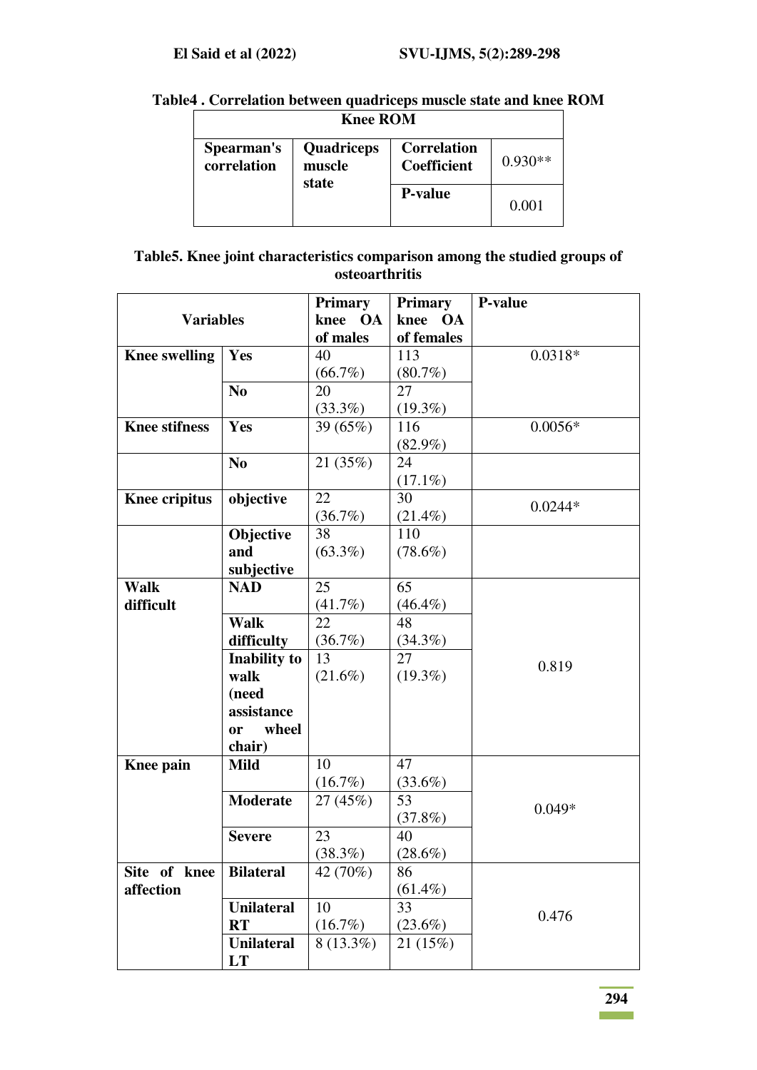**Table4 . Correlation between quadriceps muscle state and knee ROM**

| | | | Knee ROM |
|---|---|---|---|
| Spearman's correlation | Quadriceps muscle state | Correlation Coefficient | 0.930** |
| | | P-value | 0.001 |

**Table5. Knee joint characteristics comparison among the studied groups of osteoarthritis**

| Variables | | Primary knee OA of males | Primary knee OA of females | P-value |
|---|---|---|---|---|
| **Knee swelling** | **Yes** | 40 (66.7%) | 113 (80.7%) | 0.0318* |
| | **No** | 20 (33.3%) | 27 (19.3%) | |
| **Knee stifness** | **Yes** | 39 (65%) | 116 (82.9%) | 0.0056* |
| | **No** | 21 (35%) | 24 (17.1%) | |
| **Knee cripitus** | **objective** | 22 (36.7%) | 30 (21.4%) | 0.0244* |
| | **Objective and subjective** | 38 (63.3%) | 110 (78.6%) | |
| **Walk difficult** | **NAD** | 25 (41.7%) | 65 (46.4%) | 0.819 |
| | **Walk difficulty** | 22 (36.7%) | 48 (34.3%) | |
| | **Inability to walk (need assistance or wheel chair)** | 13 (21.6%) | 27 (19.3%) | |
| **Knee pain** | **Mild** | 10 (16.7%) | 47 (33.6%) | 0.049* |
| | **Moderate** | 27 (45%) | 53 (37.8%) | |
| | **Severe** | 23 (38.3%) | 40 (28.6%) | |
| **Site of knee affection** | **Bilateral** | 42 (70%) | 86 (61.4%) | 0.476 |
| | **Unilateral RT** | 10 (16.7%) | 33 (23.6%) | |
| | **Unilateral LT** | 8 (13.3%) | 21 (15%) | |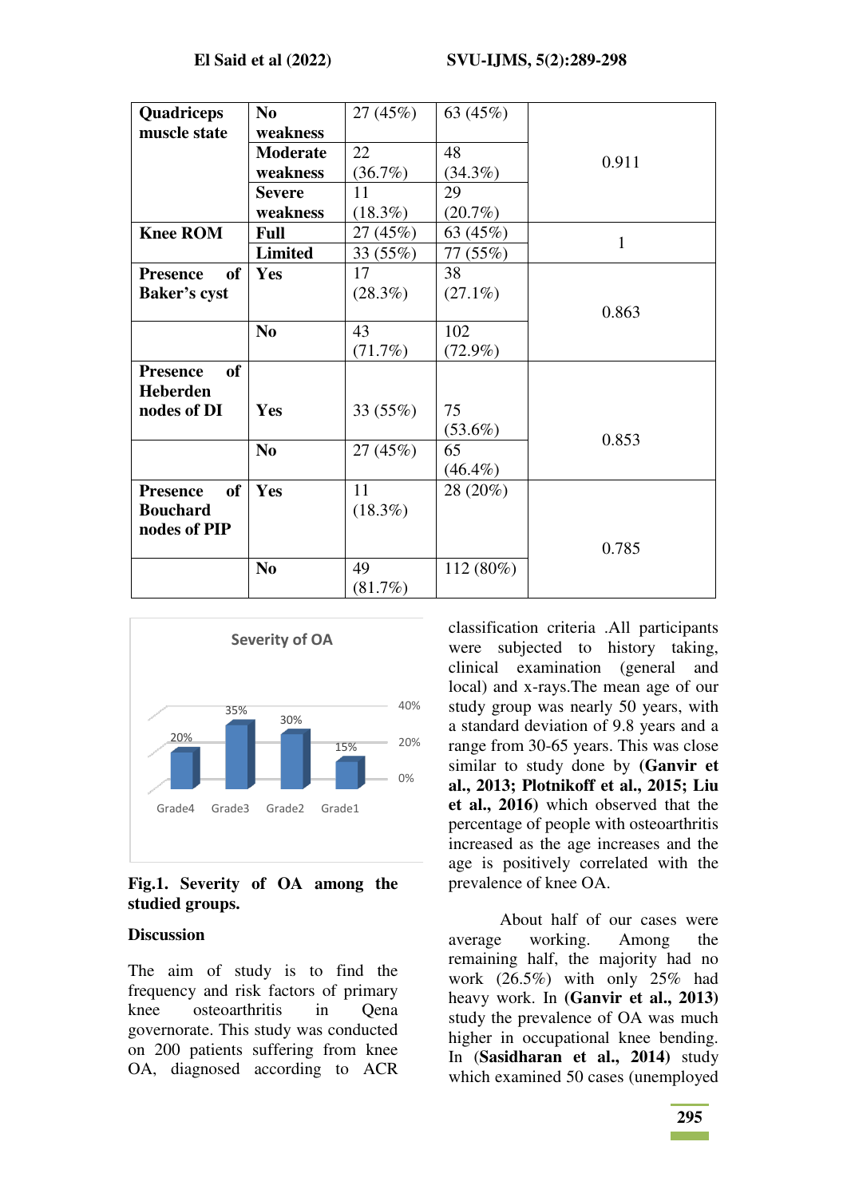| Quadriceps muscle state | No weakness | 27 (45%) | 63 (45%) | 0.911 |
|---|---|---|---|---|
| | Moderate weakness | 22 (36.7%) | 48 (34.3%) | |
| | Severe weakness | 11 (18.3%) | 29 (20.7%) | |
| Knee ROM | Full | 27 (45%) | 63 (45%) | 1 |
| | Limited | 33 (55%) | 77 (55%) | |
| Presence of Baker's cyst | Yes | 17 (28.3%) | 38 (27.1%) | 0.863 |
| | No | 43 (71.7%) | 102 (72.9%) | |
| Presence of Heberden nodes of DI | Yes | 33 (55%) | 75 (53.6%) | 0.853 |
| | No | 27 (45%) | 65 (46.4%) | |
| Presence of Bouchard nodes of PIP | Yes | 11 (18.3%) | 28 (20%) | 0.785 |
| | No | 49 (81.7%) | 112 (80%) | |

Severity of OA

| Grade | % |
|---|---|
| Grade4 | 20% |
| Grade3 | 35% |
| Grade2 | 30% |
| Grade1 | 15% |

**Fig.1. Severity of OA among the studied groups.**

## Discussion

The aim of study is to find the frequency and risk factors of primary knee osteoarthritis in Qena governorate. This study was conducted on 200 patients suffering from knee OA, diagnosed according to ACR classification criteria .All participants were subjected to history taking, clinical examination (general and local) and x-rays.The mean age of our study group was nearly 50 years, with a standard deviation of 9.8 years and a range from 30-65 years. This was close similar to study done by **(Ganvir et al., 2013; Plotnikoff et al., 2015; Liu et al., 2016)** which observed that the percentage of people with osteoarthritis increased as the age increases and the age is positively correlated with the prevalence of knee OA.

About half of our cases were average working. Among the remaining half, the majority had no work (26.5%) with only 25% had heavy work. In **(Ganvir et al., 2013)** study the prevalence of OA was much higher in occupational knee bending. In (**Sasidharan et al., 2014)** study which examined 50 cases (unemployed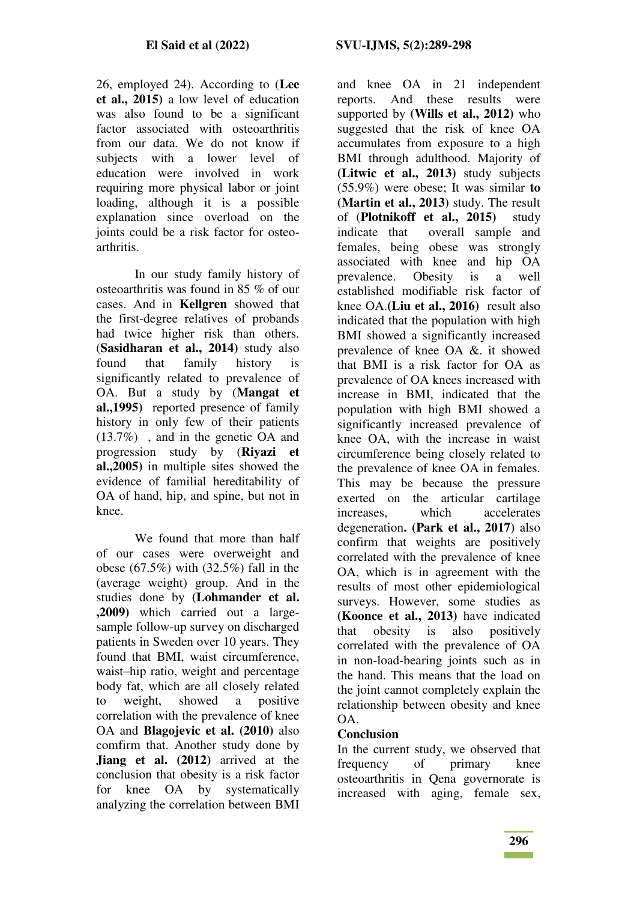26, employed 24). According to (**Lee et al., 2015)** a low level of education was also found to be a significant factor associated with osteoarthritis from our data. We do not know if subjects with a lower level of education were involved in work requiring more physical labor or joint loading, although it is a possible explanation since overload on the joints could be a risk factor for osteo-arthritis.

In our study family history of osteoarthritis was found in 85 % of our cases. And in **Kellgren** showed that the first-degree relatives of probands had twice higher risk than others. (**Sasidharan et al., 2014)** study also found that family history is significantly related to prevalence of OA. But a study by (**Mangat et al.,1995)** reported presence of family history in only few of their patients (13.7%) , and in the genetic OA and progression study by (**Riyazi et al.,2005)** in multiple sites showed the evidence of familial hereditability of OA of hand, hip, and spine, but not in knee.

We found that more than half of our cases were overweight and obese (67.5%) with (32.5%) fall in the (average weight) group. And in the studies done by **(Lohmander et al. ,2009)** which carried out a large-sample follow-up survey on discharged patients in Sweden over 10 years. They found that BMI, waist circumference, waist–hip ratio, weight and percentage body fat, which are all closely related to weight, showed a positive correlation with the prevalence of knee OA and **Blagojevic et al. (2010)** also comfirm that. Another study done by **Jiang et al. (2012)** arrived at the conclusion that obesity is a risk factor for knee OA by systematically analyzing the correlation between BMI and knee OA in 21 independent reports. And these results were supported by **(Wills et al., 2012)** who suggested that the risk of knee OA accumulates from exposure to a high BMI through adulthood. Majority of **(Litwic et al., 2013)** study subjects (55.9%) were obese; It was similar **to (Martin et al., 2013)** study. The result of (**Plotnikoff et al., 2015)** study indicate that overall sample and females, being obese was strongly associated with knee and hip OA prevalence. Obesity is a well established modifiable risk factor of knee OA.**(Liu et al., 2016)** result also indicated that the population with high BMI showed a significantly increased prevalence of knee OA &. it showed that BMI is a risk factor for OA as prevalence of OA knees increased with increase in BMI, indicated that the population with high BMI showed a significantly increased prevalence of knee OA, with the increase in waist circumference being closely related to the prevalence of knee OA in females. This may be because the pressure exerted on the articular cartilage increases, which accelerates degeneration**. (Park et al., 2017)** also confirm that weights are positively correlated with the prevalence of knee OA, which is in agreement with the results of most other epidemiological surveys. However, some studies as **(Koonce et al., 2013)** have indicated that obesity is also positively correlated with the prevalence of OA in non-load-bearing joints such as in the hand. This means that the load on the joint cannot completely explain the relationship between obesity and knee OA.

## Conclusion

In the current study, we observed that frequency of primary knee osteoarthritis in Qena governorate is increased with aging, female sex,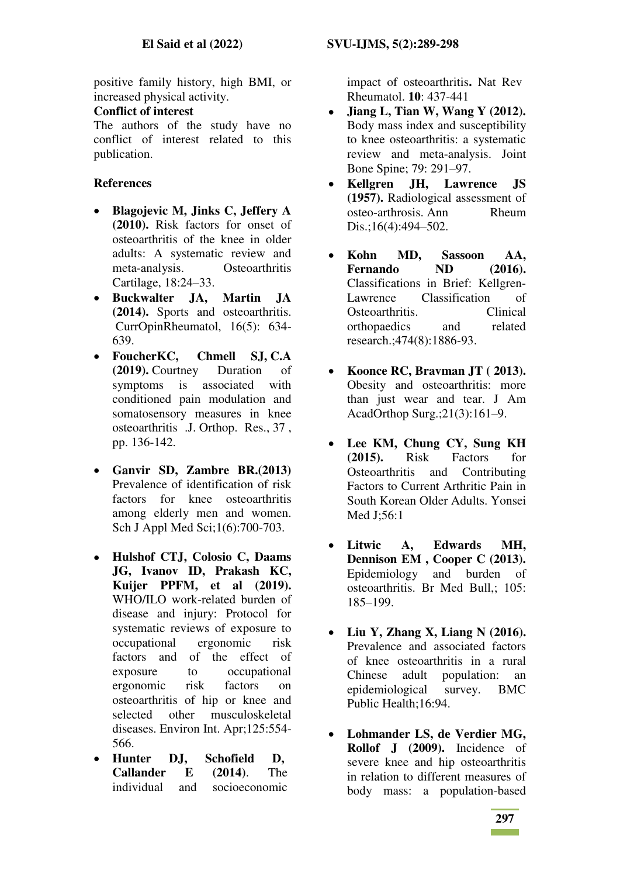positive family history, high BMI, or increased physical activity.

**Conflict of interest**

The authors of the study have no conflict of interest related to this publication.

## References

- **Blagojevic M, Jinks C, Jeffery A (2010).** Risk factors for onset of osteoarthritis of the knee in older adults: A systematic review and meta-analysis. Osteoarthritis Cartilage, 18:24–33.
- **Buckwalter JA, Martin JA (2014).** Sports and osteoarthritis. CurrOpinRheumatol, 16(5): 634-639.
- **FoucherKC, Chmell SJ, C.A (2019).** Courtney Duration of symptoms is associated with conditioned pain modulation and somatosensory measures in knee osteoarthritis .J. Orthop. Res., 37 , pp. 136-142.
- **Ganvir SD, Zambre BR.(2013)** Prevalence of identification of risk factors for knee osteoarthritis among elderly men and women. Sch J Appl Med Sci;1(6):700-703.
- **Hulshof CTJ, Colosio C, Daams JG, Ivanov ID, Prakash KC, Kuijer PPFM, et al (2019).** WHO/ILO work-related burden of disease and injury: Protocol for systematic reviews of exposure to occupational ergonomic risk factors and of the effect of exposure to occupational ergonomic risk factors on osteoarthritis of hip or knee and selected other musculoskeletal diseases. Environ Int. Apr;125:554-566.
- **Hunter DJ, Schofield D, Callander E (2014)**. The individual and socioeconomic impact of osteoarthritis**.** Nat Rev Rheumatol. **10**: 437-441
- **Jiang L, Tian W, Wang Y (2012).** Body mass index and susceptibility to knee osteoarthritis: a systematic review and meta-analysis. Joint Bone Spine; 79: 291–97.
- **Kellgren JH, Lawrence JS (1957).** Radiological assessment of osteo-arthrosis. Ann Rheum Dis.;16(4):494–502.
- **Kohn MD, Sassoon AA, Fernando ND (2016).** Classifications in Brief: Kellgren-Lawrence Classification of Osteoarthritis. Clinical orthopaedics and related research.;474(8):1886-93.
- **Koonce RC, Bravman JT ( 2013).** Obesity and osteoarthritis: more than just wear and tear. J Am AcadOrthop Surg.;21(3):161–9.
- **Lee KM, Chung CY, Sung KH (2015).** Risk Factors for Osteoarthritis and Contributing Factors to Current Arthritic Pain in South Korean Older Adults. Yonsei Med J;56:1
- **Litwic A, Edwards MH, Dennison EM , Cooper C (2013).** Epidemiology and burden of osteoarthritis. Br Med Bull,; 105: 185–199.
- **Liu Y, Zhang X, Liang N (2016).** Prevalence and associated factors of knee osteoarthritis in a rural Chinese adult population: an epidemiological survey. BMC Public Health;16:94.
- **Lohmander LS, de Verdier MG, Rollof J (2009).** Incidence of severe knee and hip osteoarthritis in relation to different measures of body mass: a population-based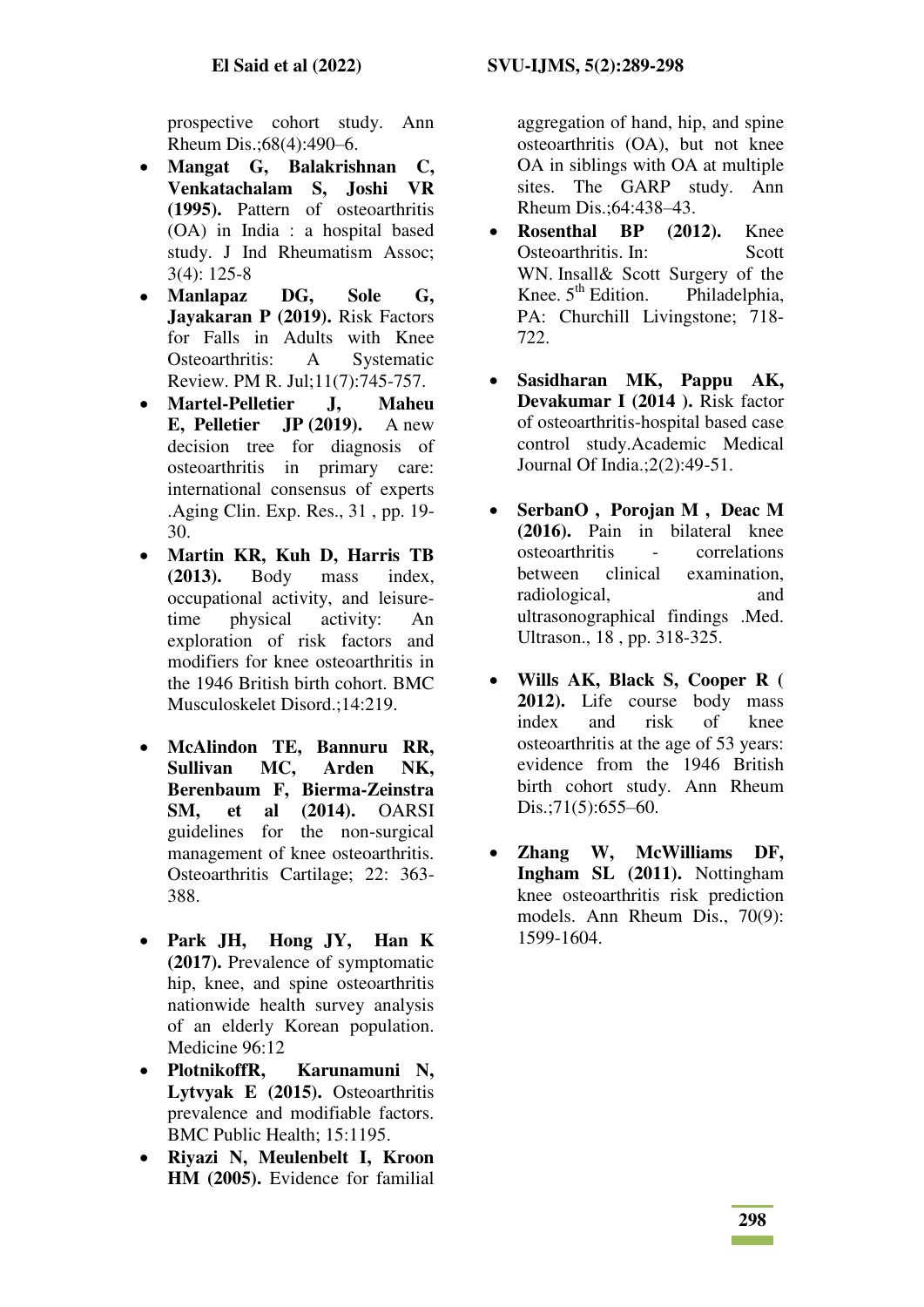prospective cohort study. Ann Rheum Dis.;68(4):490–6.

- **Mangat G, Balakrishnan C, Venkatachalam S, Joshi VR (1995).** Pattern of osteoarthritis (OA) in India : a hospital based study. J Ind Rheumatism Assoc; 3(4): 125-8
- **Manlapaz DG, Sole G, Jayakaran P (2019).** Risk Factors for Falls in Adults with Knee Osteoarthritis: A Systematic Review. PM R. Jul;11(7):745-757.
- **Martel-Pelletier J, Maheu E, Pelletier JP (2019).** A new decision tree for diagnosis of osteoarthritis in primary care: international consensus of experts .Aging Clin. Exp. Res., 31 , pp. 19-30.
- **Martin KR, Kuh D, Harris TB (2013).** Body mass index, occupational activity, and leisure-time physical activity: An exploration of risk factors and modifiers for knee osteoarthritis in the 1946 British birth cohort. BMC Musculoskelet Disord.;14:219.
- **McAlindon TE, Bannuru RR, Sullivan MC, Arden NK, Berenbaum F, Bierma-Zeinstra SM, et al (2014).** OARSI guidelines for the non-surgical management of knee osteoarthritis. Osteoarthritis Cartilage; 22: 363-388.
- **Park JH, Hong JY, Han K (2017).** Prevalence of symptomatic hip, knee, and spine osteoarthritis nationwide health survey analysis of an elderly Korean population. Medicine 96:12
- **PlotnikoffR, Karunamuni N, Lytvyak E (2015).** Osteoarthritis prevalence and modifiable factors. BMC Public Health; 15:1195.
- **Riyazi N, Meulenbelt I, Kroon HM (2005).** Evidence for familial aggregation of hand, hip, and spine osteoarthritis (OA), but not knee OA in siblings with OA at multiple sites. The GARP study. Ann Rheum Dis.;64:438–43.
- **Rosenthal BP (2012).** Knee Osteoarthritis. In: Scott WN. Insall& Scott Surgery of the Knee. 5th Edition. Philadelphia, PA: Churchill Livingstone; 718-722.
- **Sasidharan MK, Pappu AK, Devakumar I (2014 ).** Risk factor of osteoarthritis-hospital based case control study.Academic Medical Journal Of India.;2(2):49-51.
- **SerbanO , Porojan M , Deac M (2016).** Pain in bilateral knee osteoarthritis - correlations between clinical examination, radiological, and ultrasonographical findings .Med. Ultrason., 18 , pp. 318-325.
- **Wills AK, Black S, Cooper R ( 2012).** Life course body mass index and risk of knee osteoarthritis at the age of 53 years: evidence from the 1946 British birth cohort study. Ann Rheum Dis.;71(5):655–60.
- **Zhang W, McWilliams DF, Ingham SL (2011).** Nottingham knee osteoarthritis risk prediction models. Ann Rheum Dis., 70(9): 1599-1604.